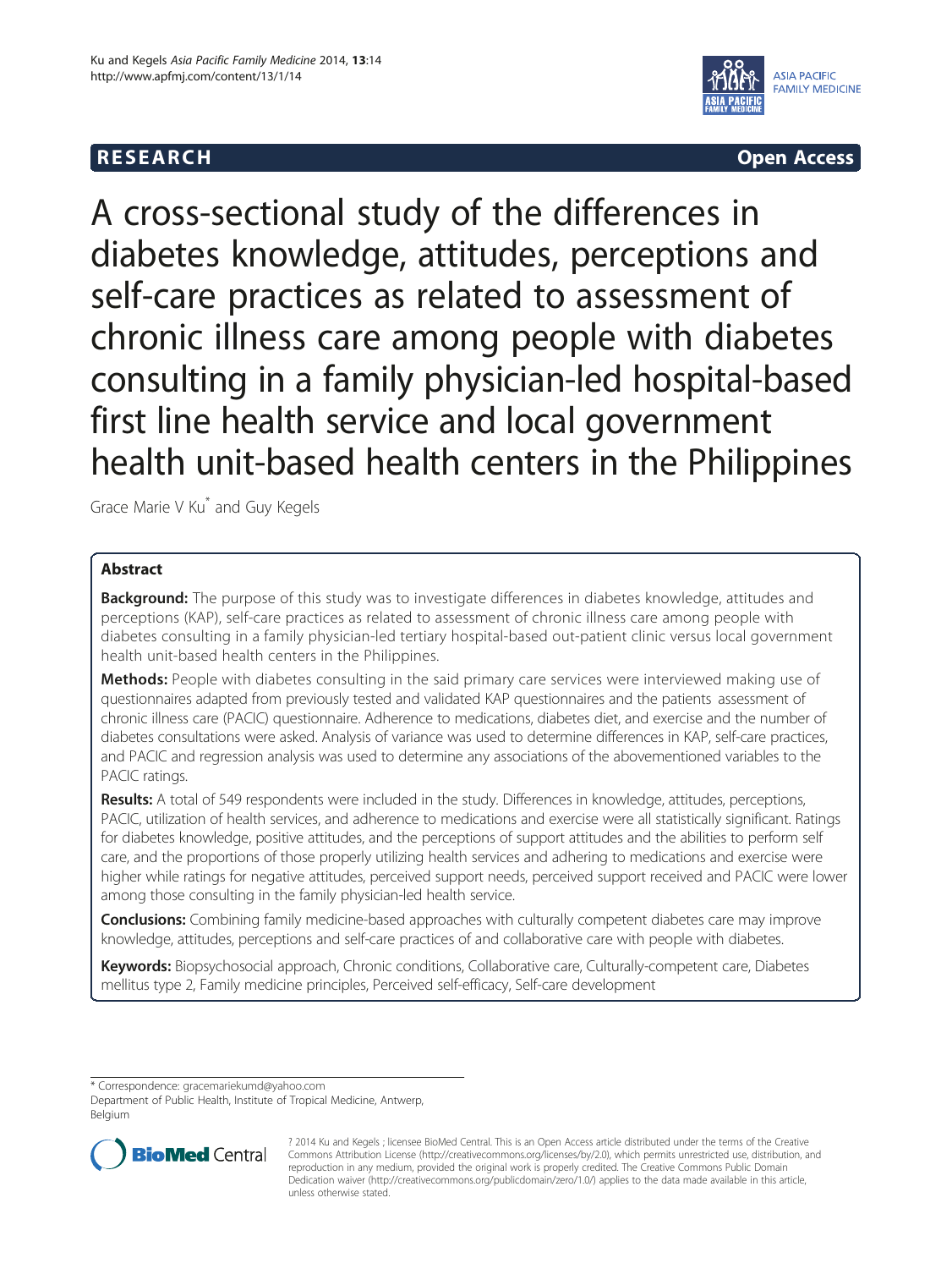RESEARCH Open Access

# A cross-sectional study of the differences in diabetes knowledge, attitudes, perceptions and self-care practices as related to assessment of chronic illness care among people with diabetes consulting in a family physician-led hospital-based first line health service and local government health unit-based health centers in the Philippines

Grace Marie V Ku* and Guy Kegels

## Abstract

**Background:** The purpose of this study was to investigate differences in diabetes knowledge, attitudes and perceptions (KAP), self-care practices as related to assessment of chronic illness care among people with diabetes consulting in a family physician-led tertiary hospital-based out-patient clinic versus local government health unit-based health centers in the Philippines.

**Methods:** People with diabetes consulting in the said primary care services were interviewed making use of questionnaires adapted from previously tested and validated KAP questionnaires and the patients assessment of chronic illness care (PACIC) questionnaire. Adherence to medications, diabetes diet, and exercise and the number of diabetes consultations were asked. Analysis of variance was used to determine differences in KAP, self-care practices, and PACIC and regression analysis was used to determine any associations of the abovementioned variables to the PACIC ratings.

**Results:** A total of 549 respondents were included in the study. Differences in knowledge, attitudes, perceptions, PACIC, utilization of health services, and adherence to medications and exercise were all statistically significant. Ratings for diabetes knowledge, positive attitudes, and the perceptions of support attitudes and the abilities to perform self care, and the proportions of those properly utilizing health services and adhering to medications and exercise were higher while ratings for negative attitudes, perceived support needs, perceived support received and PACIC were lower among those consulting in the family physician-led health service.

**Conclusions:** Combining family medicine-based approaches with culturally competent diabetes care may improve knowledge, attitudes, perceptions and self-care practices of and collaborative care with people with diabetes.

**Keywords:** Biopsychosocial approach, Chronic conditions, Collaborative care, Culturally-competent care, Diabetes mellitus type 2, Family medicine principles, Perceived self-efficacy, Self-care development

\* Correspondence: gracemariekumd@yahoo.com
Department of Public Health, Institute of Tropical Medicine, Antwerp, Belgium

? 2014 Ku and Kegels ; licensee BioMed Central. This is an Open Access article distributed under the terms of the Creative Commons Attribution License (http://creativecommons.org/licenses/by/2.0), which permits unrestricted use, distribution, and reproduction in any medium, provided the original work is properly credited. The Creative Commons Public Domain Dedication waiver (http://creativecommons.org/publicdomain/zero/1.0/) applies to the data made available in this article, unless otherwise stated.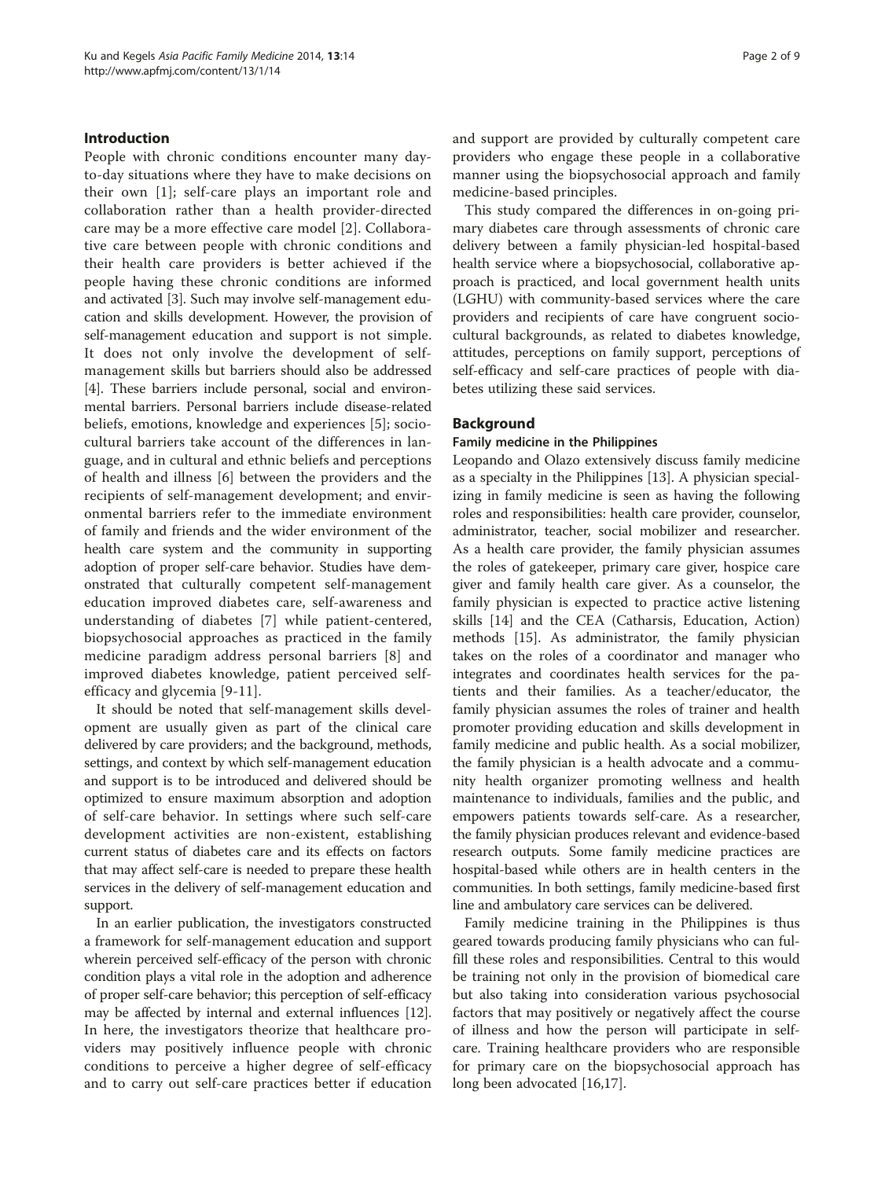## Introduction

People with chronic conditions encounter many day-to-day situations where they have to make decisions on their own [1]; self-care plays an important role and collaboration rather than a health provider-directed care may be a more effective care model [2]. Collaborative care between people with chronic conditions and their health care providers is better achieved if the people having these chronic conditions are informed and activated [3]. Such may involve self-management education and skills development. However, the provision of self-management education and support is not simple. It does not only involve the development of self-management skills but barriers should also be addressed [4]. These barriers include personal, social and environmental barriers. Personal barriers include disease-related beliefs, emotions, knowledge and experiences [5]; socio-cultural barriers take account of the differences in language, and in cultural and ethnic beliefs and perceptions of health and illness [6] between the providers and the recipients of self-management development; and environmental barriers refer to the immediate environment of family and friends and the wider environment of the health care system and the community in supporting adoption of proper self-care behavior. Studies have demonstrated that culturally competent self-management education improved diabetes care, self-awareness and understanding of diabetes [7] while patient-centered, biopsychosocial approaches as practiced in the family medicine paradigm address personal barriers [8] and improved diabetes knowledge, patient perceived self-efficacy and glycemia [9-11].

It should be noted that self-management skills development are usually given as part of the clinical care delivered by care providers; and the background, methods, settings, and context by which self-management education and support is to be introduced and delivered should be optimized to ensure maximum absorption and adoption of self-care behavior. In settings where such self-care development activities are non-existent, establishing current status of diabetes care and its effects on factors that may affect self-care is needed to prepare these health services in the delivery of self-management education and support.

In an earlier publication, the investigators constructed a framework for self-management education and support wherein perceived self-efficacy of the person with chronic condition plays a vital role in the adoption and adherence of proper self-care behavior; this perception of self-efficacy may be affected by internal and external influences [12]. In here, the investigators theorize that healthcare providers may positively influence people with chronic conditions to perceive a higher degree of self-efficacy and to carry out self-care practices better if education and support are provided by culturally competent care providers who engage these people in a collaborative manner using the biopsychosocial approach and family medicine-based principles.

This study compared the differences in on-going primary diabetes care through assessments of chronic care delivery between a family physician-led hospital-based health service where a biopsychosocial, collaborative approach is practiced, and local government health units (LGHU) with community-based services where the care providers and recipients of care have congruent socio-cultural backgrounds, as related to diabetes knowledge, attitudes, perceptions on family support, perceptions of self-efficacy and self-care practices of people with diabetes utilizing these said services.

## Background

### Family medicine in the Philippines

Leopando and Olazo extensively discuss family medicine as a specialty in the Philippines [13]. A physician specializing in family medicine is seen as having the following roles and responsibilities: health care provider, counselor, administrator, teacher, social mobilizer and researcher. As a health care provider, the family physician assumes the roles of gatekeeper, primary care giver, hospice care giver and family health care giver. As a counselor, the family physician is expected to practice active listening skills [14] and the CEA (Catharsis, Education, Action) methods [15]. As administrator, the family physician takes on the roles of a coordinator and manager who integrates and coordinates health services for the patients and their families. As a teacher/educator, the family physician assumes the roles of trainer and health promoter providing education and skills development in family medicine and public health. As a social mobilizer, the family physician is a health advocate and a community health organizer promoting wellness and health maintenance to individuals, families and the public, and empowers patients towards self-care. As a researcher, the family physician produces relevant and evidence-based research outputs. Some family medicine practices are hospital-based while others are in health centers in the communities. In both settings, family medicine-based first line and ambulatory care services can be delivered.

Family medicine training in the Philippines is thus geared towards producing family physicians who can fulfill these roles and responsibilities. Central to this would be training not only in the provision of biomedical care but also taking into consideration various psychosocial factors that may positively or negatively affect the course of illness and how the person will participate in self-care. Training healthcare providers who are responsible for primary care on the biopsychosocial approach has long been advocated [16,17].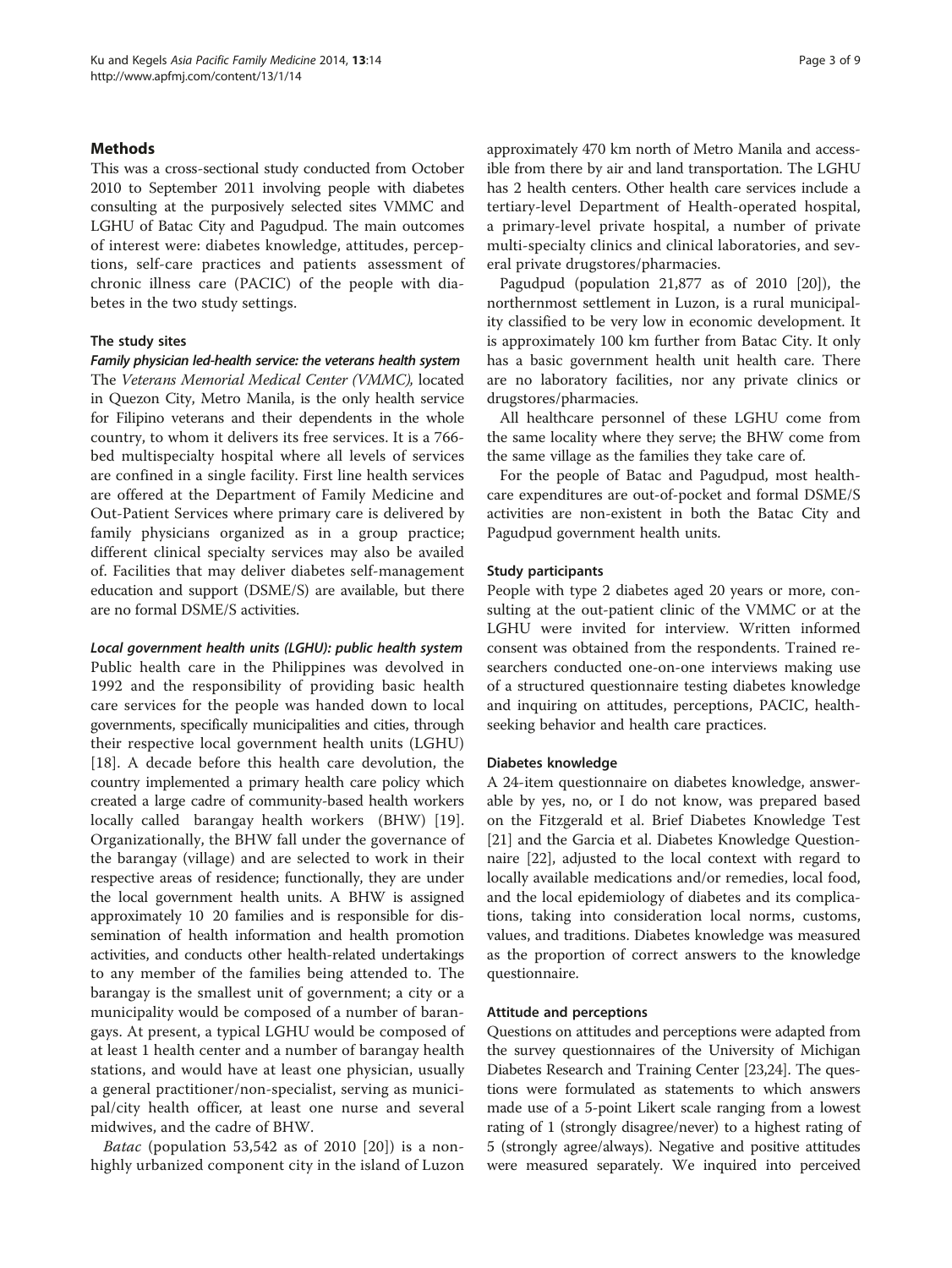## Methods

This was a cross-sectional study conducted from October 2010 to September 2011 involving people with diabetes consulting at the purposively selected sites VMMC and LGHU of Batac City and Pagudpud. The main outcomes of interest were: diabetes knowledge, attitudes, perceptions, self-care practices and patients assessment of chronic illness care (PACIC) of the people with diabetes in the two study settings.

### The study sites

#### Family physician led-health service: the veterans health system

The *Veterans Memorial Medical Center (VMMC)*, located in Quezon City, Metro Manila, is the only health service for Filipino veterans and their dependents in the whole country, to whom it delivers its free services. It is a 766-bed multispecialty hospital where all levels of services are confined in a single facility. First line health services are offered at the Department of Family Medicine and Out-Patient Services where primary care is delivered by family physicians organized as in a group practice; different clinical specialty services may also be availed of. Facilities that may deliver diabetes self-management education and support (DSME/S) are available, but there are no formal DSME/S activities.

#### Local government health units (LGHU): public health system

Public health care in the Philippines was devolved in 1992 and the responsibility of providing basic health care services for the people was handed down to local governments, specifically municipalities and cities, through their respective local government health units (LGHU) [18]. A decade before this health care devolution, the country implemented a primary health care policy which created a large cadre of community-based health workers locally called barangay health workers (BHW) [19]. Organizationally, the BHW fall under the governance of the barangay (village) and are selected to work in their respective areas of residence; functionally, they are under the local government health units. A BHW is assigned approximately 10 20 families and is responsible for dissemination of health information and health promotion activities, and conducts other health-related undertakings to any member of the families being attended to. The barangay is the smallest unit of government; a city or a municipality would be composed of a number of barangays. At present, a typical LGHU would be composed of at least 1 health center and a number of barangay health stations, and would have at least one physician, usually a general practitioner/non-specialist, serving as municipal/city health officer, at least one nurse and several midwives, and the cadre of BHW.

*Batac* (population 53,542 as of 2010 [20]) is a non-highly urbanized component city in the island of Luzon approximately 470 km north of Metro Manila and accessible from there by air and land transportation. The LGHU has 2 health centers. Other health care services include a tertiary-level Department of Health-operated hospital, a primary-level private hospital, a number of private multi-specialty clinics and clinical laboratories, and several private drugstores/pharmacies.

Pagudpud (population 21,877 as of 2010 [20]), the northernmost settlement in Luzon, is a rural municipality classified to be very low in economic development. It is approximately 100 km further from Batac City. It only has a basic government health unit health care. There are no laboratory facilities, nor any private clinics or drugstores/pharmacies.

All healthcare personnel of these LGHU come from the same locality where they serve; the BHW come from the same village as the families they take care of.

For the people of Batac and Pagudpud, most healthcare expenditures are out-of-pocket and formal DSME/S activities are non-existent in both the Batac City and Pagudpud government health units.

### Study participants

People with type 2 diabetes aged 20 years or more, consulting at the out-patient clinic of the VMMC or at the LGHU were invited for interview. Written informed consent was obtained from the respondents. Trained researchers conducted one-on-one interviews making use of a structured questionnaire testing diabetes knowledge and inquiring on attitudes, perceptions, PACIC, health-seeking behavior and health care practices.

### Diabetes knowledge

A 24-item questionnaire on diabetes knowledge, answerable by yes, no, or I do not know, was prepared based on the Fitzgerald et al. Brief Diabetes Knowledge Test [21] and the Garcia et al. Diabetes Knowledge Questionnaire [22], adjusted to the local context with regard to locally available medications and/or remedies, local food, and the local epidemiology of diabetes and its complications, taking into consideration local norms, customs, values, and traditions. Diabetes knowledge was measured as the proportion of correct answers to the knowledge questionnaire.

### Attitude and perceptions

Questions on attitudes and perceptions were adapted from the survey questionnaires of the University of Michigan Diabetes Research and Training Center [23,24]. The questions were formulated as statements to which answers made use of a 5-point Likert scale ranging from a lowest rating of 1 (strongly disagree/never) to a highest rating of 5 (strongly agree/always). Negative and positive attitudes were measured separately. We inquired into perceived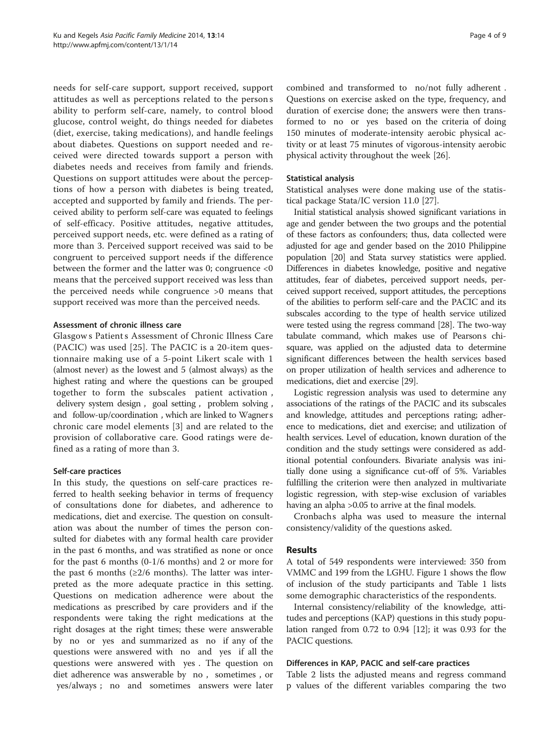needs for self-care support, support received, support attitudes as well as perceptions related to the person s ability to perform self-care, namely, to control blood glucose, control weight, do things needed for diabetes (diet, exercise, taking medications), and handle feelings about diabetes. Questions on support needed and received were directed towards support a person with diabetes needs and receives from family and friends. Questions on support attitudes were about the perceptions of how a person with diabetes is being treated, accepted and supported by family and friends. The perceived ability to perform self-care was equated to feelings of self-efficacy. Positive attitudes, negative attitudes, perceived support needs, etc. were defined as a rating of more than 3. Perceived support received was said to be congruent to perceived support needs if the difference between the former and the latter was 0; congruence <0 means that the perceived support received was less than the perceived needs while congruence >0 means that support received was more than the perceived needs.

#### Assessment of chronic illness care

Glasgow s Patient s Assessment of Chronic Illness Care (PACIC) was used [25]. The PACIC is a 20-item questionnaire making use of a 5-point Likert scale with 1 (almost never) as the lowest and 5 (almost always) as the highest rating and where the questions can be grouped together to form the subscales patient activation , delivery system design , goal setting , problem solving , and follow-up/coordination , which are linked to Wagner s chronic care model elements [3] and are related to the provision of collaborative care. Good ratings were defined as a rating of more than 3.

#### Self-care practices

In this study, the questions on self-care practices referred to health seeking behavior in terms of frequency of consultations done for diabetes, and adherence to medications, diet and exercise. The question on consultation was about the number of times the person consulted for diabetes with any formal health care provider in the past 6 months, and was stratified as none or once for the past 6 months (0-1/6 months) and 2 or more for the past 6 months (≥2/6 months). The latter was interpreted as the more adequate practice in this setting. Questions on medication adherence were about the medications as prescribed by care providers and if the respondents were taking the right medications at the right dosages at the right times; these were answerable by no or yes and summarized as no if any of the questions were answered with no and yes if all the questions were answered with yes . The question on diet adherence was answerable by no , sometimes , or yes/always ; no and sometimes answers were later combined and transformed to no/not fully adherent . Questions on exercise asked on the type, frequency, and duration of exercise done; the answers were then transformed to no or yes based on the criteria of doing 150 minutes of moderate-intensity aerobic physical activity or at least 75 minutes of vigorous-intensity aerobic physical activity throughout the week [26].

#### Statistical analysis

Statistical analyses were done making use of the statistical package Stata/IC version 11.0 [27].

Initial statistical analysis showed significant variations in age and gender between the two groups and the potential of these factors as confounders; thus, data collected were adjusted for age and gender based on the 2010 Philippine population [20] and Stata survey statistics were applied. Differences in diabetes knowledge, positive and negative attitudes, fear of diabetes, perceived support needs, perceived support received, support attitudes, the perceptions of the abilities to perform self-care and the PACIC and its subscales according to the type of health service utilized were tested using the regress command [28]. The two-way tabulate command, which makes use of Pearson s chi-square, was applied on the adjusted data to determine significant differences between the health services based on proper utilization of health services and adherence to medications, diet and exercise [29].

Logistic regression analysis was used to determine any associations of the ratings of the PACIC and its subscales and knowledge, attitudes and perceptions rating; adherence to medications, diet and exercise; and utilization of health services. Level of education, known duration of the condition and the study settings were considered as additional potential confounders. Bivariate analysis was initially done using a significance cut-off of 5%. Variables fulfilling the criterion were then analyzed in multivariate logistic regression, with step-wise exclusion of variables having an alpha >0.05 to arrive at the final models.

Cronbach s alpha was used to measure the internal consistency/validity of the questions asked.

## Results

A total of 549 respondents were interviewed: 350 from VMMC and 199 from the LGHU. Figure 1 shows the flow of inclusion of the study participants and Table 1 lists some demographic characteristics of the respondents.

Internal consistency/reliability of the knowledge, attitudes and perceptions (KAP) questions in this study population ranged from 0.72 to 0.94 [12]; it was 0.93 for the PACIC questions.

### Differences in KAP, PACIC and self-care practices

Table 2 lists the adjusted means and regress command p values of the different variables comparing the two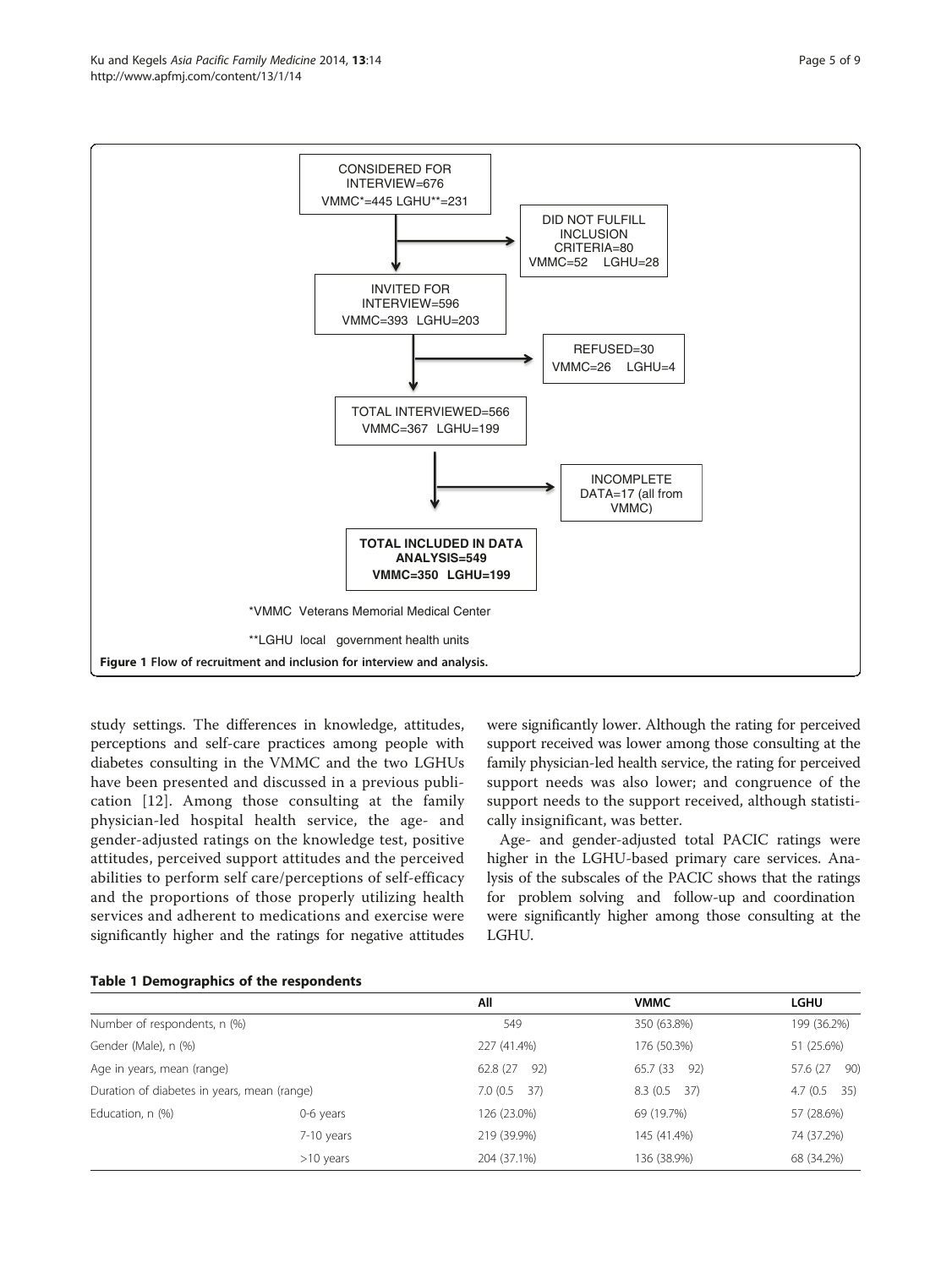CONSIDERED FOR INTERVIEW=676
VMMC*=445 LGHU**=231

DID NOT FULFILL INCLUSION CRITERIA=80
VMMC=52 LGHU=28

INVITED FOR INTERVIEW=596
VMMC=393 LGHU=203

REFUSED=30
VMMC=26 LGHU=4

TOTAL INTERVIEWED=566
VMMC=367 LGHU=199

INCOMPLETE DATA=17 (all from VMMC)

**TOTAL INCLUDED IN DATA ANALYSIS=549**
**VMMC=350 LGHU=199**

*VMMC Veterans Memorial Medical Center

**LGHU local government health units

**Figure 1 Flow of recruitment and inclusion for interview and analysis.**

study settings. The differences in knowledge, attitudes, perceptions and self-care practices among people with diabetes consulting in the VMMC and the two LGHUs have been presented and discussed in a previous publication [12]. Among those consulting at the family physician-led hospital health service, the age- and gender-adjusted ratings on the knowledge test, positive attitudes, perceived support attitudes and the perceived abilities to perform self care/perceptions of self-efficacy and the proportions of those properly utilizing health services and adherent to medications and exercise were significantly higher and the ratings for negative attitudes were significantly lower. Although the rating for perceived support received was lower among those consulting at the family physician-led health service, the rating for perceived support needs was also lower; and congruence of the support needs to the support received, although statistically insignificant, was better.

Age- and gender-adjusted total PACIC ratings were higher in the LGHU-based primary care services. Analysis of the subscales of the PACIC shows that the ratings for problem solving and follow-up and coordination were significantly higher among those consulting at the LGHU.

**Table 1 Demographics of the respondents**

| | | All | VMMC | LGHU |
|---|---|---|---|---|
| Number of respondents, n (%) | | 549 | 350 (63.8%) | 199 (36.2%) |
| Gender (Male), n (%) | | 227 (41.4%) | 176 (50.3%) | 51 (25.6%) |
| Age in years, mean (range) | | 62.8 (27 92) | 65.7 (33 92) | 57.6 (27 90) |
| Duration of diabetes in years, mean (range) | | 7.0 (0.5 37) | 8.3 (0.5 37) | 4.7 (0.5 35) |
| Education, n (%) | 0-6 years | 126 (23.0%) | 69 (19.7%) | 57 (28.6%) |
| | 7-10 years | 219 (39.9%) | 145 (41.4%) | 74 (37.2%) |
| | >10 years | 204 (37.1%) | 136 (38.9%) | 68 (34.2%) |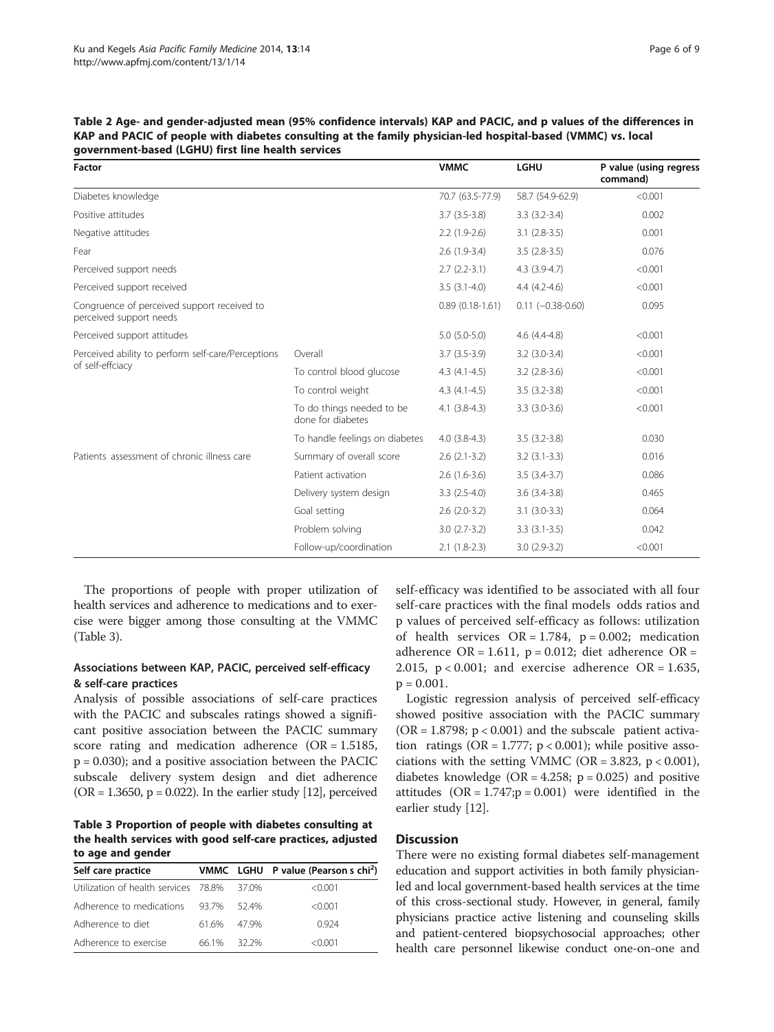**Table 2 Age- and gender-adjusted mean (95% confidence intervals) KAP and PACIC, and p values of the differences in KAP and PACIC of people with diabetes consulting at the family physician-led hospital-based (VMMC) vs. local government-based (LGHU) first line health services**

| Factor | | VMMC | LGHU | P value (using regress command) |
|---|---|---|---|---|
| Diabetes knowledge | | 70.7 (63.5-77.9) | 58.7 (54.9-62.9) | <0.001 |
| Positive attitudes | | 3.7 (3.5-3.8) | 3.3 (3.2-3.4) | 0.002 |
| Negative attitudes | | 2.2 (1.9-2.6) | 3.1 (2.8-3.5) | 0.001 |
| Fear | | 2.6 (1.9-3.4) | 3.5 (2.8-3.5) | 0.076 |
| Perceived support needs | | 2.7 (2.2-3.1) | 4.3 (3.9-4.7) | <0.001 |
| Perceived support received | | 3.5 (3.1-4.0) | 4.4 (4.2-4.6) | <0.001 |
| Congruence of perceived support received to perceived support needs | | 0.89 (0.18-1.61) | 0.11 (−0.38-0.60) | 0.095 |
| Perceived support attitudes | | 5.0 (5.0-5.0) | 4.6 (4.4-4.8) | <0.001 |
| Perceived ability to perform self-care/Perceptions of self-effciacy | Overall | 3.7 (3.5-3.9) | 3.2 (3.0-3.4) | <0.001 |
| | To control blood glucose | 4.3 (4.1-4.5) | 3.2 (2.8-3.6) | <0.001 |
| | To control weight | 4.3 (4.1-4.5) | 3.5 (3.2-3.8) | <0.001 |
| | To do things needed to be done for diabetes | 4.1 (3.8-4.3) | 3.3 (3.0-3.6) | <0.001 |
| | To handle feelings on diabetes | 4.0 (3.8-4.3) | 3.5 (3.2-3.8) | 0.030 |
| Patients assessment of chronic illness care | Summary of overall score | 2.6 (2.1-3.2) | 3.2 (3.1-3.3) | 0.016 |
| | Patient activation | 2.6 (1.6-3.6) | 3.5 (3.4-3.7) | 0.086 |
| | Delivery system design | 3.3 (2.5-4.0) | 3.6 (3.4-3.8) | 0.465 |
| | Goal setting | 2.6 (2.0-3.2) | 3.1 (3.0-3.3) | 0.064 |
| | Problem solving | 3.0 (2.7-3.2) | 3.3 (3.1-3.5) | 0.042 |
| | Follow-up/coordination | 2.1 (1.8-2.3) | 3.0 (2.9-3.2) | <0.001 |

The proportions of people with proper utilization of health services and adherence to medications and to exercise were bigger among those consulting at the VMMC (Table 3).

### Associations between KAP, PACIC, perceived self-efficacy & self-care practices

Analysis of possible associations of self-care practices with the PACIC and subscales ratings showed a significant positive association between the PACIC summary score rating and medication adherence (OR = 1.5185, p = 0.030); and a positive association between the PACIC subscale delivery system design and diet adherence (OR = 1.3650, p = 0.022). In the earlier study [12], perceived self-efficacy was identified to be associated with all four self-care practices with the final models odds ratios and p values of perceived self-efficacy as follows: utilization of health services OR = 1.784, p = 0.002; medication adherence OR = 1.611, p = 0.012; diet adherence OR = 2.015, p < 0.001; and exercise adherence OR = 1.635, p = 0.001.

Logistic regression analysis of perceived self-efficacy showed positive association with the PACIC summary (OR = 1.8798; p < 0.001) and the subscale patient activation ratings (OR = 1.777; p < 0.001); while positive associations with the setting VMMC (OR = 3.823, p < 0.001), diabetes knowledge (OR = 4.258; p = 0.025) and positive attitudes (OR = 1.747;p = 0.001) were identified in the earlier study [12].

**Table 3 Proportion of people with diabetes consulting at the health services with good self-care practices, adjusted to age and gender**

| Self care practice | VMMC | LGHU | P value (Pearson s chi$^2$) |
|---|---|---|---|
| Utilization of health services | 78.8% | 37.0% | <0.001 |
| Adherence to medications | 93.7% | 52.4% | <0.001 |
| Adherence to diet | 61.6% | 47.9% | 0.924 |
| Adherence to exercise | 66.1% | 32.2% | <0.001 |

## Discussion

There were no existing formal diabetes self-management education and support activities in both family physician-led and local government-based health services at the time of this cross-sectional study. However, in general, family physicians practice active listening and counseling skills and patient-centered biopsychosocial approaches; other health care personnel likewise conduct one-on-one and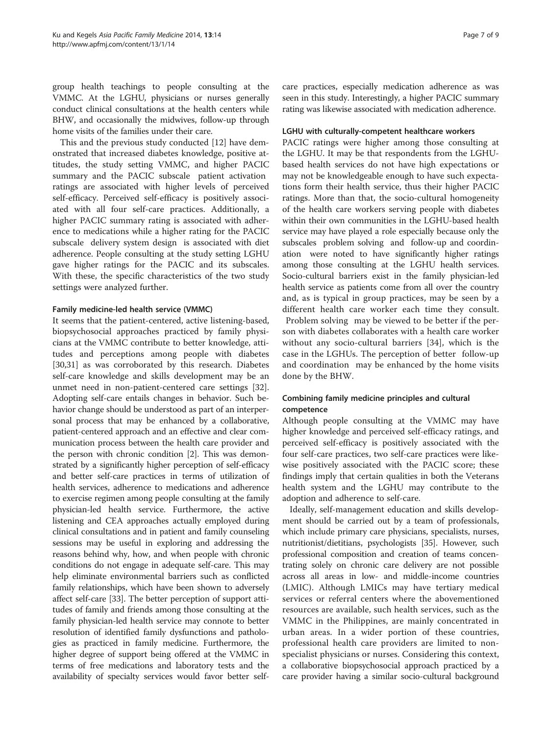group health teachings to people consulting at the VMMC. At the LGHU, physicians or nurses generally conduct clinical consultations at the health centers while BHW, and occasionally the midwives, follow-up through home visits of the families under their care.

This and the previous study conducted [12] have demonstrated that increased diabetes knowledge, positive attitudes, the study setting VMMC, and higher PACIC summary and the PACIC subscale patient activation ratings are associated with higher levels of perceived self-efficacy. Perceived self-efficacy is positively associated with all four self-care practices. Additionally, a higher PACIC summary rating is associated with adherence to medications while a higher rating for the PACIC subscale delivery system design is associated with diet adherence. People consulting at the study setting LGHU gave higher ratings for the PACIC and its subscales. With these, the specific characteristics of the two study settings were analyzed further.

#### Family medicine-led health service (VMMC)

It seems that the patient-centered, active listening-based, biopsychosocial approaches practiced by family physicians at the VMMC contribute to better knowledge, attitudes and perceptions among people with diabetes [30,31] as was corroborated by this research. Diabetes self-care knowledge and skills development may be an unmet need in non-patient-centered care settings [32]. Adopting self-care entails changes in behavior. Such behavior change should be understood as part of an interpersonal process that may be enhanced by a collaborative, patient-centered approach and an effective and clear communication process between the health care provider and the person with chronic condition [2]. This was demonstrated by a significantly higher perception of self-efficacy and better self-care practices in terms of utilization of health services, adherence to medications and adherence to exercise regimen among people consulting at the family physician-led health service. Furthermore, the active listening and CEA approaches actually employed during clinical consultations and in patient and family counseling sessions may be useful in exploring and addressing the reasons behind why, how, and when people with chronic conditions do not engage in adequate self-care. This may help eliminate environmental barriers such as conflicted family relationships, which have been shown to adversely affect self-care [33]. The better perception of support attitudes of family and friends among those consulting at the family physician-led health service may connote to better resolution of identified family dysfunctions and pathologies as practiced in family medicine. Furthermore, the higher degree of support being offered at the VMMC in terms of free medications and laboratory tests and the availability of specialty services would favor better self-care practices, especially medication adherence as was seen in this study. Interestingly, a higher PACIC summary rating was likewise associated with medication adherence.

#### LGHU with culturally-competent healthcare workers

PACIC ratings were higher among those consulting at the LGHU. It may be that respondents from the LGHU-based health services do not have high expectations or may not be knowledgeable enough to have such expectations form their health service, thus their higher PACIC ratings. More than that, the socio-cultural homogeneity of the health care workers serving people with diabetes within their own communities in the LGHU-based health service may have played a role especially because only the subscales problem solving and follow-up and coordination were noted to have significantly higher ratings among those consulting at the LGHU health services. Socio-cultural barriers exist in the family physician-led health service as patients come from all over the country and, as is typical in group practices, may be seen by a different health care worker each time they consult. Problem solving may be viewed to be better if the person with diabetes collaborates with a health care worker without any socio-cultural barriers [34], which is the case in the LGHUs. The perception of better follow-up and coordination may be enhanced by the home visits done by the BHW.

#### Combining family medicine principles and cultural competence

Although people consulting at the VMMC may have higher knowledge and perceived self-efficacy ratings, and perceived self-efficacy is positively associated with the four self-care practices, two self-care practices were likewise positively associated with the PACIC score; these findings imply that certain qualities in both the Veterans health system and the LGHU may contribute to the adoption and adherence to self-care.

Ideally, self-management education and skills development should be carried out by a team of professionals, which include primary care physicians, specialists, nurses, nutritionist/dietitians, psychologists [35]. However, such professional composition and creation of teams concentrating solely on chronic care delivery are not possible across all areas in low- and middle-income countries (LMIC). Although LMICs may have tertiary medical services or referral centers where the abovementioned resources are available, such health services, such as the VMMC in the Philippines, are mainly concentrated in urban areas. In a wider portion of these countries, professional health care providers are limited to non-specialist physicians or nurses. Considering this context, a collaborative biopsychosocial approach practiced by a care provider having a similar socio-cultural background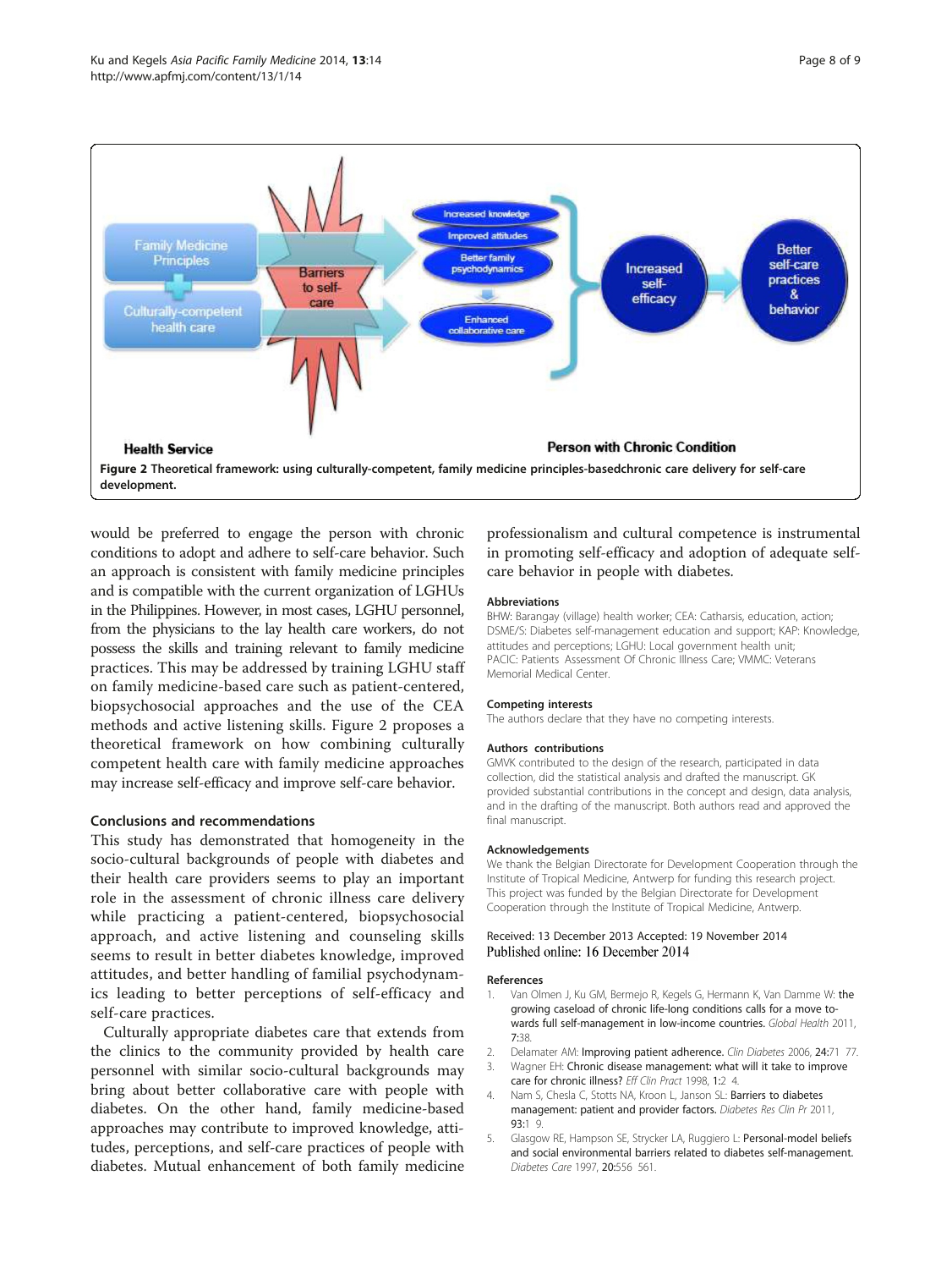Health Service

Person with Chronic Condition

Family Medicine Principles

Culturally-competent health care

Barriers to self-care

Increased knowledge

Improved attitudes

Better family psychodynamics

Enhanced collaborative care

Increased self-efficacy

Better self-care practices & behavior

**Figure 2 Theoretical framework: using culturally-competent, family medicine principles-basedchronic care delivery for self-care development.**

would be preferred to engage the person with chronic conditions to adopt and adhere to self-care behavior. Such an approach is consistent with family medicine principles and is compatible with the current organization of LGHUs in the Philippines. However, in most cases, LGHU personnel, from the physicians to the lay health care workers, do not possess the skills and training relevant to family medicine practices. This may be addressed by training LGHU staff on family medicine-based care such as patient-centered, biopsychosocial approaches and the use of the CEA methods and active listening skills. Figure 2 proposes a theoretical framework on how combining culturally competent health care with family medicine approaches may increase self-efficacy and improve self-care behavior.

## Conclusions and recommendations

This study has demonstrated that homogeneity in the socio-cultural backgrounds of people with diabetes and their health care providers seems to play an important role in the assessment of chronic illness care delivery while practicing a patient-centered, biopsychosocial approach, and active listening and counseling skills seems to result in better diabetes knowledge, improved attitudes, and better handling of familial psychodynamics leading to better perceptions of self-efficacy and self-care practices.

Culturally appropriate diabetes care that extends from the clinics to the community provided by health care personnel with similar socio-cultural backgrounds may bring about better collaborative care with people with diabetes. On the other hand, family medicine-based approaches may contribute to improved knowledge, attitudes, perceptions, and self-care practices of people with diabetes. Mutual enhancement of both family medicine professionalism and cultural competence is instrumental in promoting self-efficacy and adoption of adequate self-care behavior in people with diabetes.

### Abbreviations

BHW: Barangay (village) health worker; CEA: Catharsis, education, action; DSME/S: Diabetes self-management education and support; KAP: Knowledge, attitudes and perceptions; LGHU: Local government health unit; PACIC: Patients Assessment Of Chronic Illness Care; VMMC: Veterans Memorial Medical Center.

### Competing interests

The authors declare that they have no competing interests.

### Authors contributions

GMVK contributed to the design of the research, participated in data collection, did the statistical analysis and drafted the manuscript. GK provided substantial contributions in the concept and design, data analysis, and in the drafting of the manuscript. Both authors read and approved the final manuscript.

### Acknowledgements

We thank the Belgian Directorate for Development Cooperation through the Institute of Tropical Medicine, Antwerp for funding this research project. This project was funded by the Belgian Directorate for Development Cooperation through the Institute of Tropical Medicine, Antwerp.

Received: 13 December 2013 Accepted: 19 November 2014
Published online: 16 December 2014

### References

1. Van Olmen J, Ku GM, Bermejo R, Kegels G, Hermann K, Van Damme W: **the growing caseload of chronic life-long conditions calls for a move towards full self-management in low-income countries.** *Global Health* 2011, **7:**38.
2. Delamater AM: **Improving patient adherence.** *Clin Diabetes* 2006, **24:**71 77.
3. Wagner EH: **Chronic disease management: what will it take to improve care for chronic illness?** *Eff Clin Pract* 1998, **1:**2 4.
4. Nam S, Chesla C, Stotts NA, Kroon L, Janson SL: **Barriers to diabetes management: patient and provider factors.** *Diabetes Res Clin Pr* 2011, **93:**1 9.
5. Glasgow RE, Hampson SE, Strycker LA, Ruggiero L: **Personal-model beliefs and social environmental barriers related to diabetes self-management.** *Diabetes Care* 1997, **20:**556 561.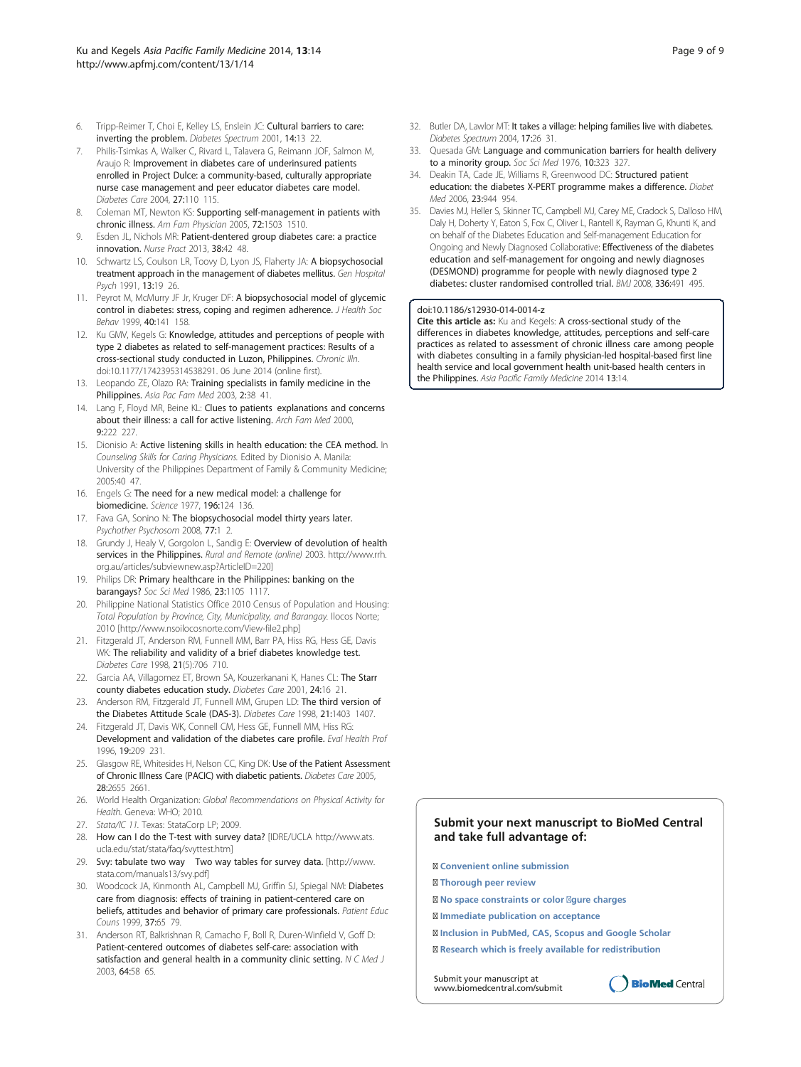6. Tripp-Reimer T, Choi E, Kelley LS, Enslein JC: **Cultural barriers to care: inverting the problem.** *Diabetes Spectrum* 2001, **14:**13 22.
7. Philis-Tsimkas A, Walker C, Rivard L, Talavera G, Reimann JOF, Salmon M, Araujo R: **Improvement in diabetes care of underinsured patients enrolled in Project Dulce: a community-based, culturally appropriate nurse case management and peer educator diabetes care model.** *Diabetes Care* 2004, **27:**110 115.
8. Coleman MT, Newton KS: **Supporting self-management in patients with chronic illness.** *Am Fam Physician* 2005, **72:**1503 1510.
9. Esden JL, Nichols MR: **Patient-dentered group diabetes care: a practice innovation.** *Nurse Pract* 2013, **38:**42 48.
10. Schwartz LS, Coulson LR, Toovy D, Lyon JS, Flaherty JA: **A biopsychosocial treatment approach in the management of diabetes mellitus.** *Gen Hospital Psych* 1991, **13:**19 26.
11. Peyrot M, McMurry JF Jr, Kruger DF: **A biopsychosocial model of glycemic control in diabetes: stress, coping and regimen adherence.** *J Health Soc Behav* 1999, **40:**141 158.
12. Ku GMV, Kegels G: **Knowledge, attitudes and perceptions of people with type 2 diabetes as related to self-management practices: Results of a cross-sectional study conducted in Luzon, Philippines.** *Chronic Illn.* doi:10.1177/1742395314538291. 06 June 2014 (online first).
13. Leopando ZE, Olazo RA: **Training specialists in family medicine in the Philippines.** *Asia Pac Fam Med* 2003, **2:**38 41.
14. Lang F, Floyd MR, Beine KL: **Clues to patients explanations and concerns about their illness: a call for active listening.** *Arch Fam Med* 2000, **9:**222 227.
15. Dionisio A: **Active listening skills in health education: the CEA method.** In *Counseling Skills for Caring Physicians.* Edited by Dionisio A. Manila: University of the Philippines Department of Family & Community Medicine; 2005:40 47.
16. Engels G: **The need for a new medical model: a challenge for biomedicine.** *Science* 1977, **196:**124 136.
17. Fava GA, Sonino N: **The biopsychosocial model thirty years later.** *Psychother Psychosom* 2008, **77:**1 2.
18. Grundy J, Healy V, Gorgolon L, Sandig E: **Overview of devolution of health services in the Philippines.** *Rural and Remote (online)* 2003. http://www.rrh.org.au/articles/subviewnew.asp?ArticleID=220]
19. Philips DR: **Primary healthcare in the Philippines: banking on the barangays?** *Soc Sci Med* 1986, **23:**1105 1117.
20. Philippine National Statistics Office 2010 Census of Population and Housing: *Total Population by Province, City, Municipality, and Barangay.* Ilocos Norte; 2010 [http://www.nsoilocosnorte.com/View-file2.php]
21. Fitzgerald JT, Anderson RM, Funnell MM, Barr PA, Hiss RG, Hess GE, Davis WK: **The reliability and validity of a brief diabetes knowledge test.** *Diabetes Care* 1998, **21**(5):706 710.
22. Garcia AA, Villagomez ET, Brown SA, Kouzerkanani K, Hanes CL: **The Starr county diabetes education study.** *Diabetes Care* 2001, **24:**16 21.
23. Anderson RM, Fitzgerald JT, Funnell MM, Grupen LD: **The third version of the Diabetes Attitude Scale (DAS-3).** *Diabetes Care* 1998, **21:**1403 1407.
24. Fitzgerald JT, Davis WK, Connell CM, Hess GE, Funnell MM, Hiss RG: **Development and validation of the diabetes care profile.** *Eval Health Prof* 1996, **19:**209 231.
25. Glasgow RE, Whitesides H, Nelson CC, King DK: **Use of the Patient Assessment of Chronic Illness Care (PACIC) with diabetic patients.** *Diabetes Care* 2005, **28:**2655 2661.
26. World Health Organization: *Global Recommendations on Physical Activity for Health.* Geneva: WHO; 2010.
27. *Stata/IC 11.* Texas: StataCorp LP; 2009.
28. **How can I do the T-test with survey data?** [IDRE/UCLA http://www.ats.ucla.edu/stat/stata/faq/svyttest.htm]
29. **Svy: tabulate two way Two way tables for survey data.** [http://www.stata.com/manuals13/svy.pdf]
30. Woodcock JA, Kinmonth AL, Campbell MJ, Griffin SJ, Spiegal NM: **Diabetes care from diagnosis: effects of training in patient-centered care on beliefs, attitudes and behavior of primary care professionals.** *Patient Educ Couns* 1999, **37:**65 79.
31. Anderson RT, Balkrishnan R, Camacho F, Boll R, Duren-Winfield V, Goff D: **Patient-centered outcomes of diabetes self-care: association with satisfaction and general health in a community clinic setting.** *N C Med J* 2003, **64:**58 65.
32. Butler DA, Lawlor MT: **It takes a village: helping families live with diabetes.** *Diabetes Spectrum* 2004, **17:**26 31.
33. Quesada GM: **Language and communication barriers for health delivery to a minority group.** *Soc Sci Med* 1976, **10:**323 327.
34. Deakin TA, Cade JE, Williams R, Greenwood DC: **Structured patient education: the diabetes X-PERT programme makes a difference.** *Diabet Med* 2006, **23:**944 954.
35. Davies MJ, Heller S, Skinner TC, Campbell MJ, Carey ME, Cradock S, Dalloso HM, Daly H, Doherty Y, Eaton S, Fox C, Oliver L, Rantell K, Rayman G, Khunti K, and on behalf of the Diabetes Education and Self-management Education for Ongoing and Newly Diagnosed Collaborative: **Effectiveness of the diabetes education and self-management for ongoing and newly diagnoses (DESMOND) programme for people with newly diagnosed type 2 diabetes: cluster randomised controlled trial.** *BMJ* 2008, **336:**491 495.

doi:10.1186/s12930-014-0014-z

**Cite this article as:** Ku and Kegels: A cross-sectional study of the differences in diabetes knowledge, attitudes, perceptions and self-care practices as related to assessment of chronic illness care among people with diabetes consulting in a family physician-led hospital-based first line health service and local government health unit-based health centers in the Philippines. *Asia Pacific Family Medicine* 2014 **13**:14.

**Submit your next manuscript to BioMed Central and take full advantage of:**

- **Convenient online submission**
- **Thorough peer review**
- **No space constraints or color figure charges**
- **Immediate publication on acceptance**
- **Inclusion in PubMed, CAS, Scopus and Google Scholar**
- **Research which is freely available for redistribution**

Submit your manuscript at
www.biomedcentral.com/submit

BioMed Central